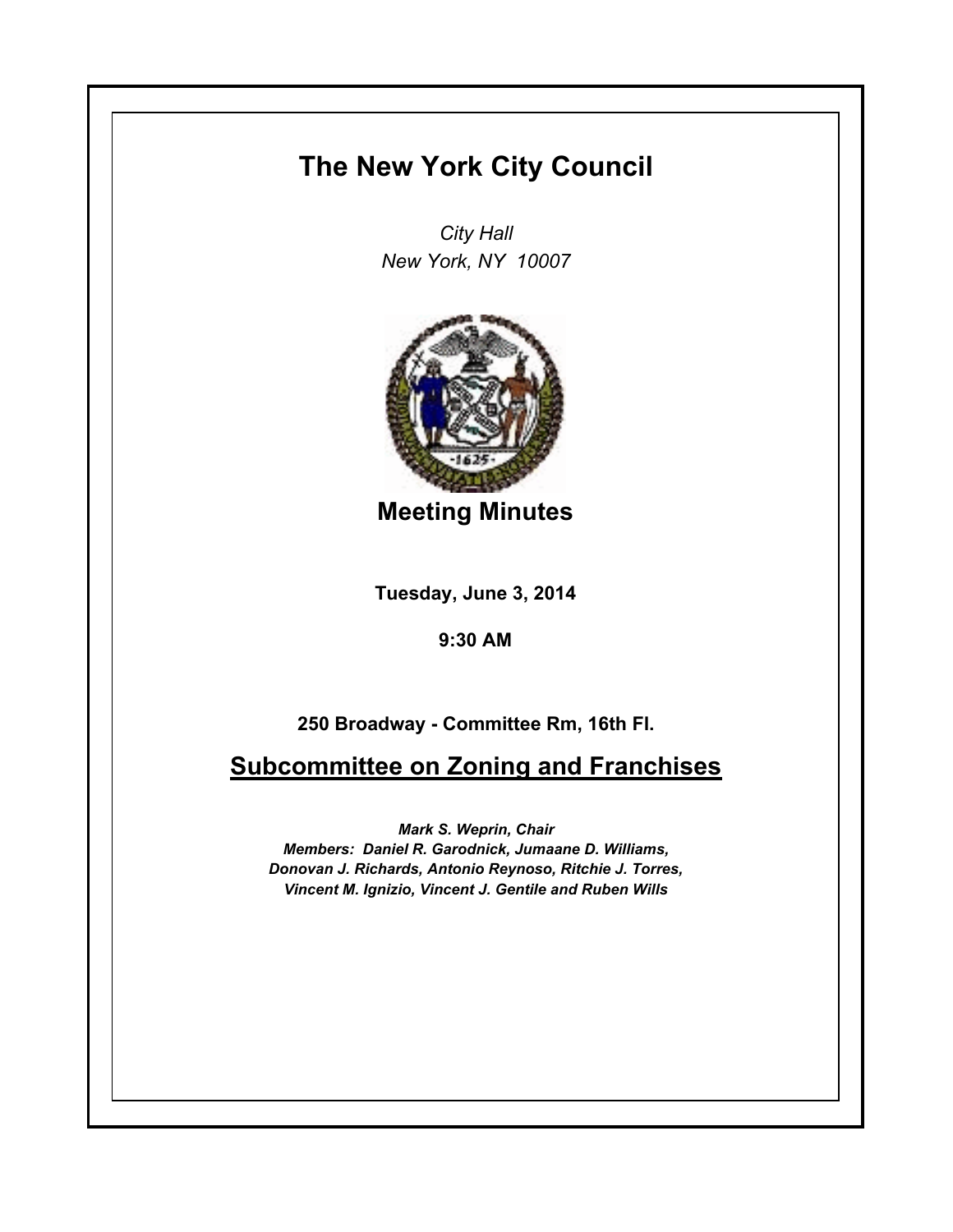# The New York City Council

*City Hall*
*New York, NY 10007*

## Meeting Minutes

**Tuesday, June 3, 2014**

**9:30 AM**

**250 Broadway - Committee Rm, 16th Fl.**

## Subcommittee on Zoning and Franchises

***Mark S. Weprin, Chair***
***Members: Daniel R. Garodnick, Jumaane D. Williams, Donovan J. Richards, Antonio Reynoso, Ritchie J. Torres, Vincent M. Ignizio, Vincent J. Gentile and Ruben Wills***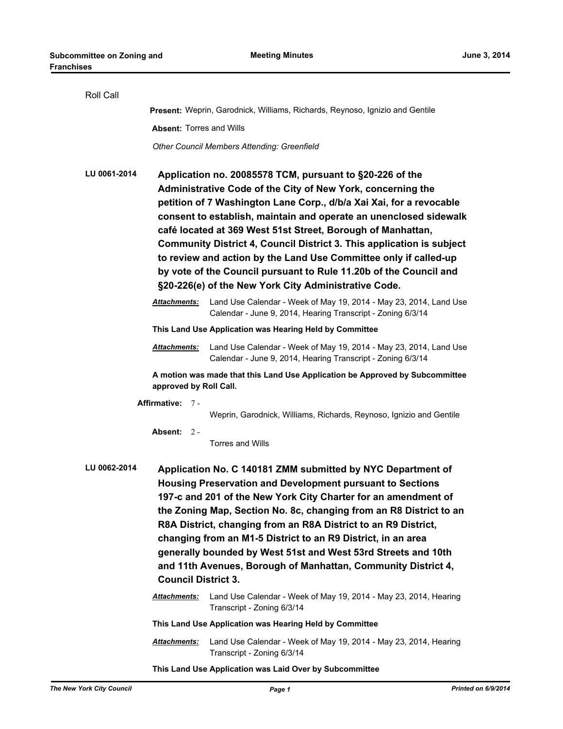Roll Call

**Present:** Weprin, Garodnick, Williams, Richards, Reynoso, Ignizio and Gentile

**Absent:** Torres and Wills

*Other Council Members Attending: Greenfield*

**LU 0061-2014** **Application no. 20085578 TCM, pursuant to §20-226 of the Administrative Code of the City of New York, concerning the petition of 7 Washington Lane Corp., d/b/a Xai Xai, for a revocable consent to establish, maintain and operate an unenclosed sidewalk café located at 369 West 51st Street, Borough of Manhattan, Community District 4, Council District 3. This application is subject to review and action by the Land Use Committee only if called-up by vote of the Council pursuant to Rule 11.20b of the Council and §20-226(e) of the New York City Administrative Code.**

***Attachments:*** Land Use Calendar - Week of May 19, 2014 - May 23, 2014, Land Use Calendar - June 9, 2014, Hearing Transcript - Zoning 6/3/14

**This Land Use Application was Hearing Held by Committee**

***Attachments:*** Land Use Calendar - Week of May 19, 2014 - May 23, 2014, Land Use Calendar - June 9, 2014, Hearing Transcript - Zoning 6/3/14

**A motion was made that this Land Use Application be Approved by Subcommittee approved by Roll Call.**

**Affirmative:** 7 - Weprin, Garodnick, Williams, Richards, Reynoso, Ignizio and Gentile

**Absent:** 2 - Torres and Wills

**LU 0062-2014** **Application No. C 140181 ZMM submitted by NYC Department of Housing Preservation and Development pursuant to Sections 197-c and 201 of the New York City Charter for an amendment of the Zoning Map, Section No. 8c, changing from an R8 District to an R8A District, changing from an R8A District to an R9 District, changing from an M1-5 District to an R9 District, in an area generally bounded by West 51st and West 53rd Streets and 10th and 11th Avenues, Borough of Manhattan, Community District 4, Council District 3.**

***Attachments:*** Land Use Calendar - Week of May 19, 2014 - May 23, 2014, Hearing Transcript - Zoning 6/3/14

**This Land Use Application was Hearing Held by Committee**

***Attachments:*** Land Use Calendar - Week of May 19, 2014 - May 23, 2014, Hearing Transcript - Zoning 6/3/14

**This Land Use Application was Laid Over by Subcommittee**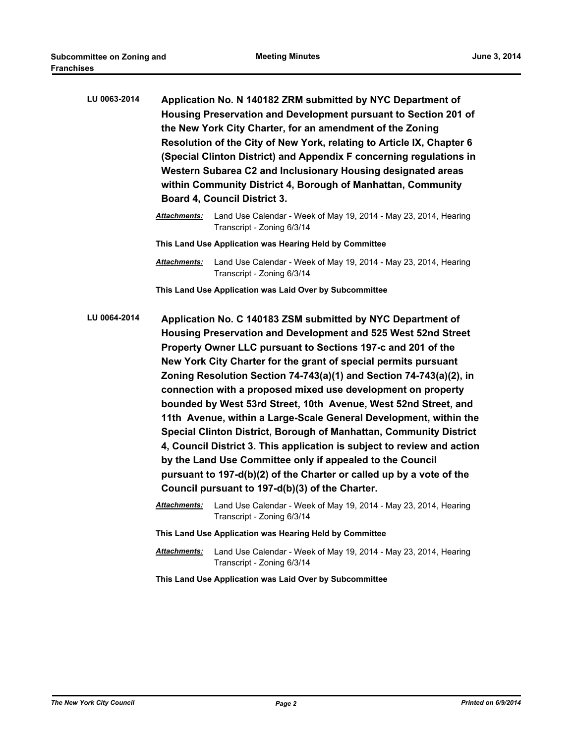**LU 0063-2014** **Application No. N 140182 ZRM submitted by NYC Department of Housing Preservation and Development pursuant to Section 201 of the New York City Charter, for an amendment of the Zoning Resolution of the City of New York, relating to Article IX, Chapter 6 (Special Clinton District) and Appendix F concerning regulations in Western Subarea C2 and Inclusionary Housing designated areas within Community District 4, Borough of Manhattan, Community Board 4, Council District 3.**

***Attachments:*** Land Use Calendar - Week of May 19, 2014 - May 23, 2014, Hearing Transcript - Zoning 6/3/14

**This Land Use Application was Hearing Held by Committee**

***Attachments:*** Land Use Calendar - Week of May 19, 2014 - May 23, 2014, Hearing Transcript - Zoning 6/3/14

**This Land Use Application was Laid Over by Subcommittee**

**LU 0064-2014** **Application No. C 140183 ZSM submitted by NYC Department of Housing Preservation and Development and 525 West 52nd Street Property Owner LLC pursuant to Sections 197-c and 201 of the New York City Charter for the grant of special permits pursuant Zoning Resolution Section 74-743(a)(1) and Section 74-743(a)(2), in connection with a proposed mixed use development on property bounded by West 53rd Street, 10th Avenue, West 52nd Street, and 11th Avenue, within a Large-Scale General Development, within the Special Clinton District, Borough of Manhattan, Community District 4, Council District 3. This application is subject to review and action by the Land Use Committee only if appealed to the Council pursuant to 197-d(b)(2) of the Charter or called up by a vote of the Council pursuant to 197-d(b)(3) of the Charter.**

***Attachments:*** Land Use Calendar - Week of May 19, 2014 - May 23, 2014, Hearing Transcript - Zoning 6/3/14

**This Land Use Application was Hearing Held by Committee**

***Attachments:*** Land Use Calendar - Week of May 19, 2014 - May 23, 2014, Hearing Transcript - Zoning 6/3/14

**This Land Use Application was Laid Over by Subcommittee**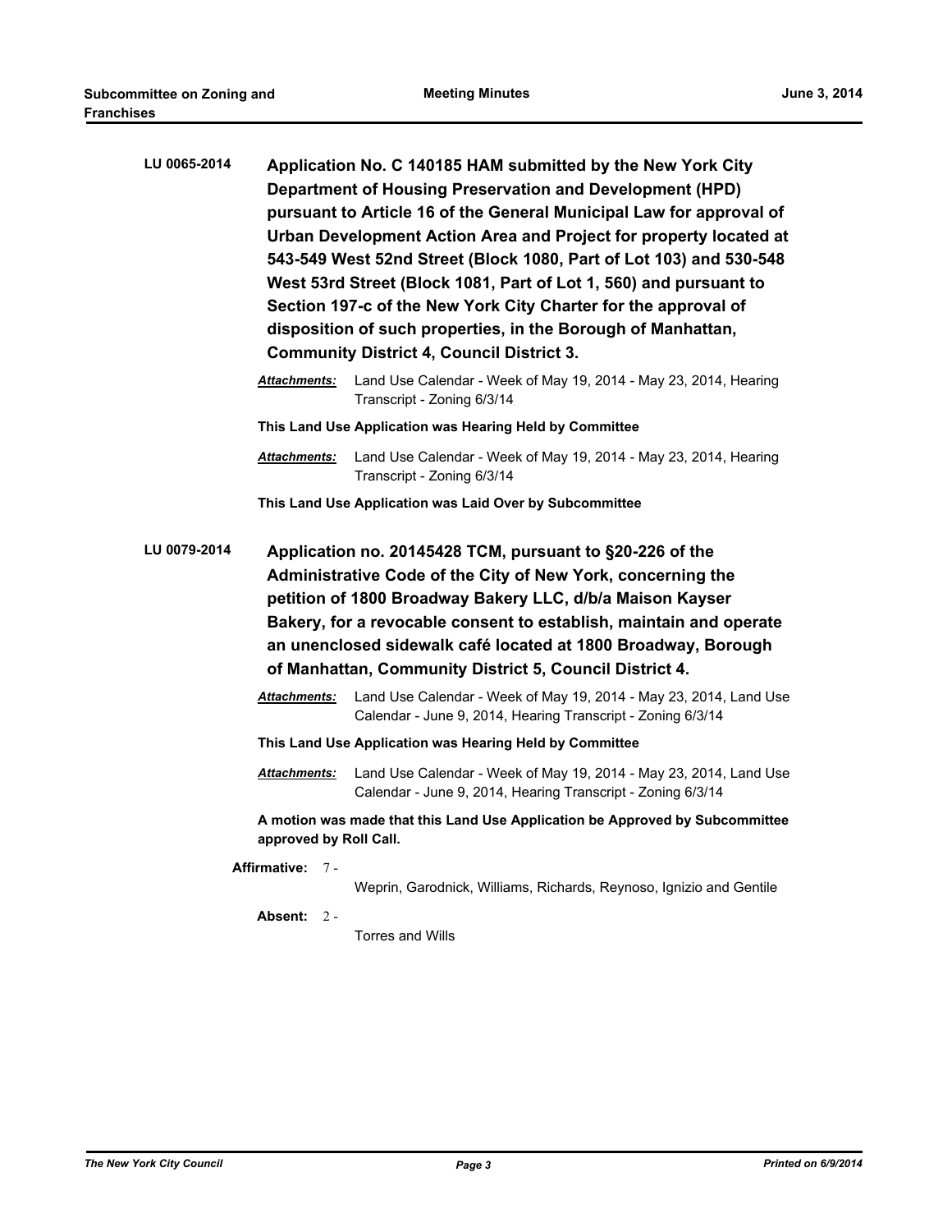**LU 0065-2014** **Application No. C 140185 HAM submitted by the New York City Department of Housing Preservation and Development (HPD) pursuant to Article 16 of the General Municipal Law for approval of Urban Development Action Area and Project for property located at 543-549 West 52nd Street (Block 1080, Part of Lot 103) and 530-548 West 53rd Street (Block 1081, Part of Lot 1, 560) and pursuant to Section 197-c of the New York City Charter for the approval of disposition of such properties, in the Borough of Manhattan, Community District 4, Council District 3.**

***Attachments:*** Land Use Calendar - Week of May 19, 2014 - May 23, 2014, Hearing Transcript - Zoning 6/3/14

**This Land Use Application was Hearing Held by Committee**

***Attachments:*** Land Use Calendar - Week of May 19, 2014 - May 23, 2014, Hearing Transcript - Zoning 6/3/14

**This Land Use Application was Laid Over by Subcommittee**

**LU 0079-2014** **Application no. 20145428 TCM, pursuant to §20-226 of the Administrative Code of the City of New York, concerning the petition of 1800 Broadway Bakery LLC, d/b/a Maison Kayser Bakery, for a revocable consent to establish, maintain and operate an unenclosed sidewalk café located at 1800 Broadway, Borough of Manhattan, Community District 5, Council District 4.**

***Attachments:*** Land Use Calendar - Week of May 19, 2014 - May 23, 2014, Land Use Calendar - June 9, 2014, Hearing Transcript - Zoning 6/3/14

**This Land Use Application was Hearing Held by Committee**

***Attachments:*** Land Use Calendar - Week of May 19, 2014 - May 23, 2014, Land Use Calendar - June 9, 2014, Hearing Transcript - Zoning 6/3/14

**A motion was made that this Land Use Application be Approved by Subcommittee approved by Roll Call.**

**Affirmative:** 7 - Weprin, Garodnick, Williams, Richards, Reynoso, Ignizio and Gentile

**Absent:** 2 - Torres and Wills